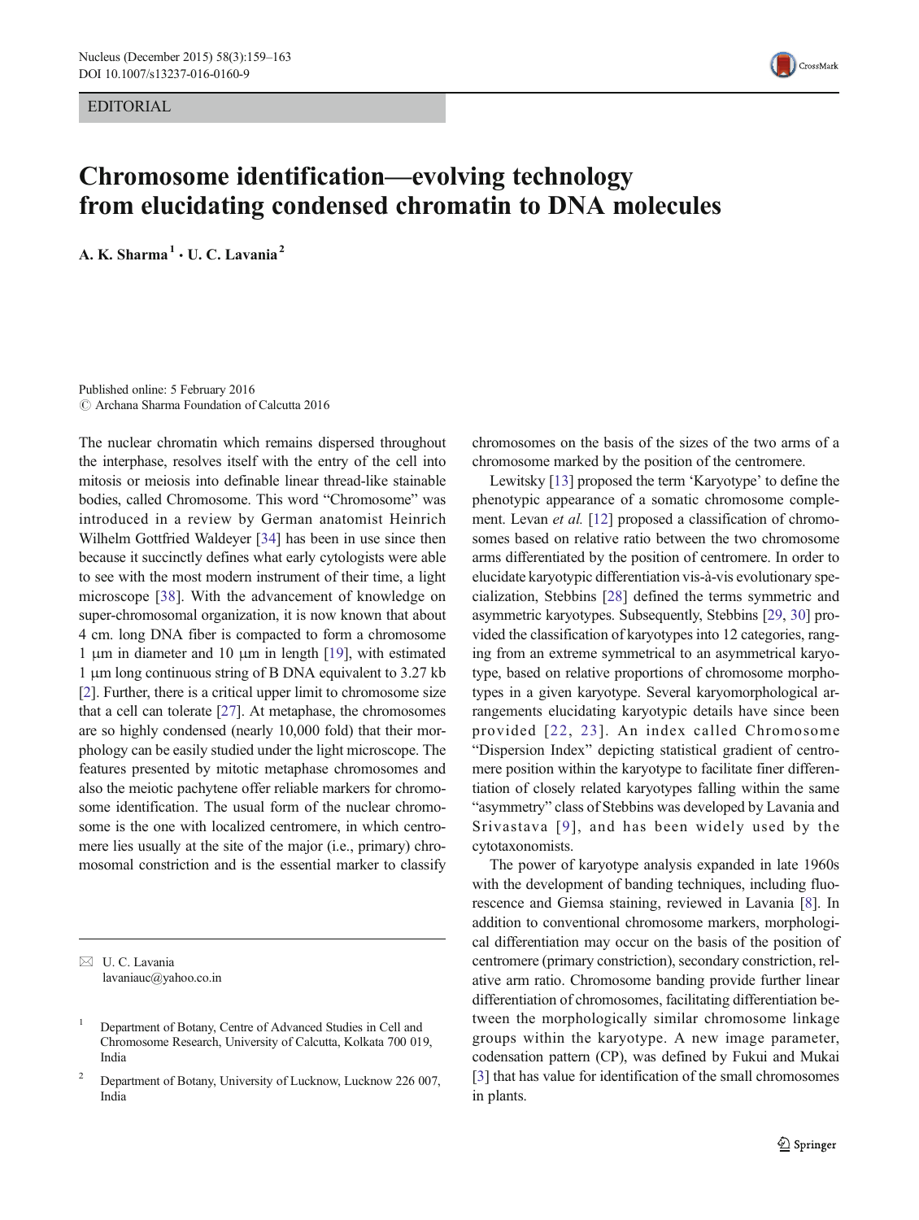EDITORIAL

# Chromosome identification—evolving technology from elucidating condensed chromatin to DNA molecules

**A. K. Sharma** [1] · **U. C. Lavania** [2]

Published online: 5 February 2016
© Archana Sharma Foundation of Calcutta 2016

✉ U. C. Lavania
lavaniauc@yahoo.co.in

[1] Department of Botany, Centre of Advanced Studies in Cell and Chromosome Research, University of Calcutta, Kolkata 700 019, India

[2] Department of Botany, University of Lucknow, Lucknow 226 007, India

The nuclear chromatin which remains dispersed throughout the interphase, resolves itself with the entry of the cell into mitosis or meiosis into definable linear thread-like stainable bodies, called Chromosome. This word "Chromosome" was introduced in a review by German anatomist Heinrich Wilhelm Gottfried Waldeyer [34] has been in use since then because it succinctly defines what early cytologists were able to see with the most modern instrument of their time, a light microscope [38]. With the advancement of knowledge on super-chromosomal organization, it is now known that about 4 cm. long DNA fiber is compacted to form a chromosome 1 μm in diameter and 10 μm in length [19], with estimated 1 μm long continuous string of B DNA equivalent to 3.27 kb [2]. Further, there is a critical upper limit to chromosome size that a cell can tolerate [27]. At metaphase, the chromosomes are so highly condensed (nearly 10,000 fold) that their morphology can be easily studied under the light microscope. The features presented by mitotic metaphase chromosomes and also the meiotic pachytene offer reliable markers for chromosome identification. The usual form of the nuclear chromosome is the one with localized centromere, in which centromere lies usually at the site of the major (i.e., primary) chromosomal constriction and is the essential marker to classify chromosomes on the basis of the sizes of the two arms of a chromosome marked by the position of the centromere.

Lewitsky [13] proposed the term 'Karyotype' to define the phenotypic appearance of a somatic chromosome complement. Levan *et al.* [12] proposed a classification of chromosomes based on relative ratio between the two chromosome arms differentiated by the position of centromere. In order to elucidate karyotypic differentiation vis-à-vis evolutionary specialization, Stebbins [28] defined the terms symmetric and asymmetric karyotypes. Subsequently, Stebbins [29, 30] provided the classification of karyotypes into 12 categories, ranging from an extreme symmetrical to an asymmetrical karyotype, based on relative proportions of chromosome morphotypes in a given karyotype. Several karyomorphological arrangements elucidating karyotypic details have since been provided [22, 23]. An index called Chromosome "Dispersion Index" depicting statistical gradient of centromere position within the karyotype to facilitate finer differentiation of closely related karyotypes falling within the same "asymmetry" class of Stebbins was developed by Lavania and Srivastava [9], and has been widely used by the cytotaxonomists.

The power of karyotype analysis expanded in late 1960s with the development of banding techniques, including fluorescence and Giemsa staining, reviewed in Lavania [8]. In addition to conventional chromosome markers, morphological differentiation may occur on the basis of the position of centromere (primary constriction), secondary constriction, relative arm ratio. Chromosome banding provide further linear differentiation of chromosomes, facilitating differentiation between the morphologically similar chromosome linkage groups within the karyotype. A new image parameter, codensation pattern (CP), was defined by Fukui and Mukai [3] that has value for identification of the small chromosomes in plants.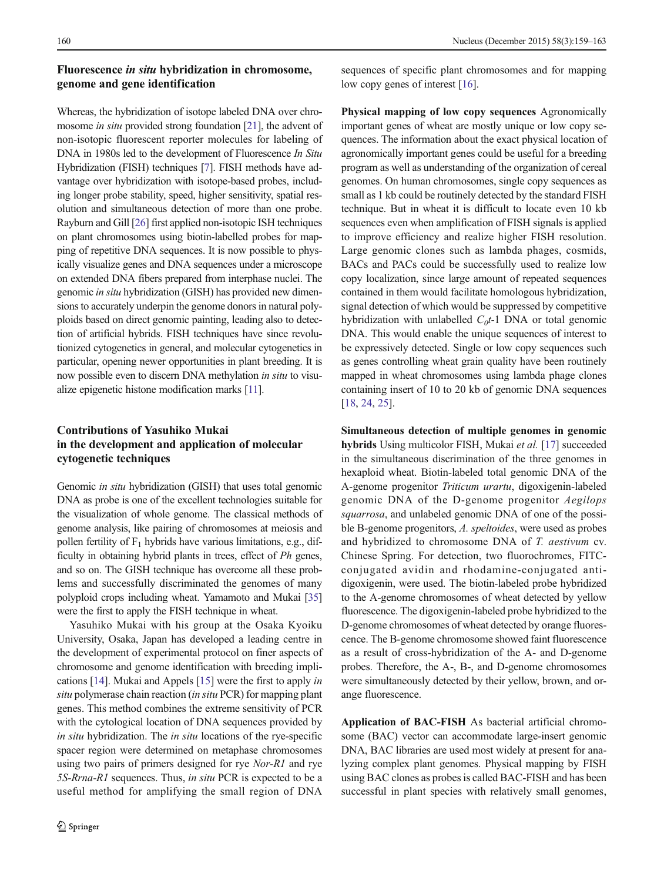## Fluorescence *in situ* hybridization in chromosome, genome and gene identification

Whereas, the hybridization of isotope labeled DNA over chromosome *in situ* provided strong foundation [21], the advent of non-isotopic fluorescent reporter molecules for labeling of DNA in 1980s led to the development of Fluorescence *In Situ* Hybridization (FISH) techniques [7]. FISH methods have advantage over hybridization with isotope-based probes, including longer probe stability, speed, higher sensitivity, spatial resolution and simultaneous detection of more than one probe. Rayburn and Gill [26] first applied non-isotopic ISH techniques on plant chromosomes using biotin-labelled probes for mapping of repetitive DNA sequences. It is now possible to physically visualize genes and DNA sequences under a microscope on extended DNA fibers prepared from interphase nuclei. The genomic *in situ* hybridization (GISH) has provided new dimensions to accurately underpin the genome donors in natural polyploids based on direct genomic painting, leading also to detection of artificial hybrids. FISH techniques have since revolutionized cytogenetics in general, and molecular cytogenetics in particular, opening newer opportunities in plant breeding. It is now possible even to discern DNA methylation *in situ* to visualize epigenetic histone modification marks [11].

## Contributions of Yasuhiko Mukai in the development and application of molecular cytogenetic techniques

Genomic *in situ* hybridization (GISH) that uses total genomic DNA as probe is one of the excellent technologies suitable for the visualization of whole genome. The classical methods of genome analysis, like pairing of chromosomes at meiosis and pollen fertility of $F_1$ hybrids have various limitations, e.g., difficulty in obtaining hybrid plants in trees, effect of *Ph* genes, and so on. The GISH technique has overcome all these problems and successfully discriminated the genomes of many polyploid crops including wheat. Yamamoto and Mukai [35] were the first to apply the FISH technique in wheat.

Yasuhiko Mukai with his group at the Osaka Kyoiku University, Osaka, Japan has developed a leading centre in the development of experimental protocol on finer aspects of chromosome and genome identification with breeding implications [14]. Mukai and Appels [15] were the first to apply *in situ* polymerase chain reaction (*in situ* PCR) for mapping plant genes. This method combines the extreme sensitivity of PCR with the cytological location of DNA sequences provided by *in situ* hybridization. The *in situ* locations of the rye-specific spacer region were determined on metaphase chromosomes using two pairs of primers designed for rye *Nor-R1* and rye *5S-Rrna-R1* sequences. Thus, *in situ* PCR is expected to be a useful method for amplifying the small region of DNA sequences of specific plant chromosomes and for mapping low copy genes of interest [16].

**Physical mapping of low copy sequences** Agronomically important genes of wheat are mostly unique or low copy sequences. The information about the exact physical location of agronomically important genes could be useful for a breeding program as well as understanding of the organization of cereal genomes. On human chromosomes, single copy sequences as small as 1 kb could be routinely detected by the standard FISH technique. But in wheat it is difficult to locate even 10 kb sequences even when amplification of FISH signals is applied to improve efficiency and realize higher FISH resolution. Large genomic clones such as lambda phages, cosmids, BACs and PACs could be successfully used to realize low copy localization, since large amount of repeated sequences contained in them would facilitate homologous hybridization, signal detection of which would be suppressed by competitive hybridization with unlabelled $C_0t$-1 DNA or total genomic DNA. This would enable the unique sequences of interest to be expressively detected. Single or low copy sequences such as genes controlling wheat grain quality have been routinely mapped in wheat chromosomes using lambda phage clones containing insert of 10 to 20 kb of genomic DNA sequences [18, 24, 25].

**Simultaneous detection of multiple genomes in genomic hybrids** Using multicolor FISH, Mukai *et al.* [17] succeeded in the simultaneous discrimination of the three genomes in hexaploid wheat. Biotin-labeled total genomic DNA of the A-genome progenitor *Triticum urartu*, digoxigenin-labeled genomic DNA of the D-genome progenitor *Aegilops squarrosa*, and unlabeled genomic DNA of one of the possible B-genome progenitors, *A. speltoides*, were used as probes and hybridized to chromosome DNA of *T. aestivum* cv. Chinese Spring. For detection, two fluorochromes, FITC-conjugated avidin and rhodamine-conjugated anti-digoxigenin, were used. The biotin-labeled probe hybridized to the A-genome chromosomes of wheat detected by yellow fluorescence. The digoxigenin-labeled probe hybridized to the D-genome chromosomes of wheat detected by orange fluorescence. The B-genome chromosome showed faint fluorescence as a result of cross-hybridization of the A- and D-genome probes. Therefore, the A-, B-, and D-genome chromosomes were simultaneously detected by their yellow, brown, and orange fluorescence.

**Application of BAC-FISH** As bacterial artificial chromosome (BAC) vector can accommodate large-insert genomic DNA, BAC libraries are used most widely at present for analyzing complex plant genomes. Physical mapping by FISH using BAC clones as probes is called BAC-FISH and has been successful in plant species with relatively small genomes,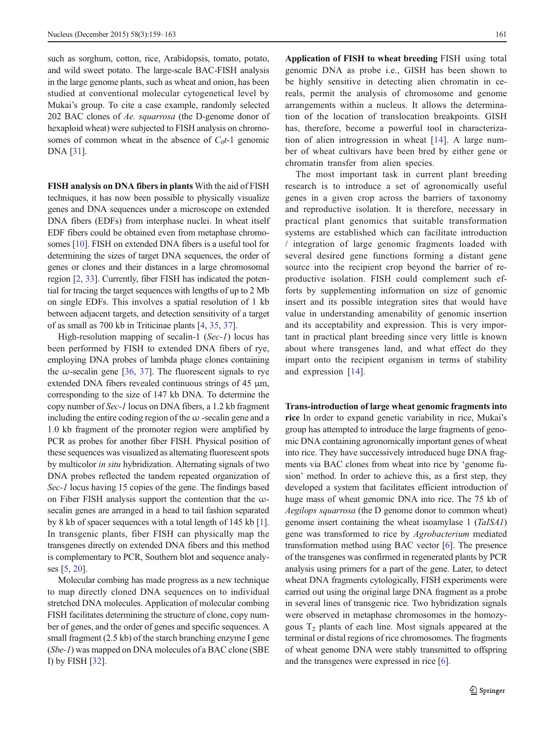such as sorghum, cotton, rice, Arabidopsis, tomato, potato, and wild sweet potato. The large-scale BAC-FISH analysis in the large genome plants, such as wheat and onion, has been studied at conventional molecular cytogenetical level by Mukai's group. To cite a case example, randomly selected 202 BAC clones of *Ae. squarrosa* (the D-genome donor of hexaploid wheat) were subjected to FISH analysis on chromosomes of common wheat in the absence of $C_0t$-1 genomic DNA [31].

**FISH analysis on DNA fibers in plants** With the aid of FISH techniques, it has now been possible to physically visualize genes and DNA sequences under a microscope on extended DNA fibers (EDFs) from interphase nuclei. In wheat itself EDF fibers could be obtained even from metaphase chromosomes [10]. FISH on extended DNA fibers is a useful tool for determining the sizes of target DNA sequences, the order of genes or clones and their distances in a large chromosomal region [2, 33]. Currently, fiber FISH has indicated the potential for tracing the target sequences with lengths of up to 2 Mb on single EDFs. This involves a spatial resolution of 1 kb between adjacent targets, and detection sensitivity of a target of as small as 700 kb in Triticinae plants [4, 35, 37].

High-resolution mapping of secalin-1 (*Sec-1*) locus has been performed by FISH to extended DNA fibers of rye, employing DNA probes of lambda phage clones containing the ω-secalin gene [36, 37]. The fluorescent signals to rye extended DNA fibers revealed continuous strings of 45 μm, corresponding to the size of 147 kb DNA. To determine the copy number of *Sec-1* locus on DNA fibers, a 1.2 kb fragment including the entire coding region of the ω -secalin gene and a 1.0 kb fragment of the promoter region were amplified by PCR as probes for another fiber FISH. Physical position of these sequences was visualized as alternating fluorescent spots by multicolor *in situ* hybridization. Alternating signals of two DNA probes reflected the tandem repeated organization of *Sec-1* locus having 15 copies of the gene. The findings based on Fiber FISH analysis support the contention that the ω-secalin genes are arranged in a head to tail fashion separated by 8 kb of spacer sequences with a total length of 145 kb [1]. In transgenic plants, fiber FISH can physically map the transgenes directly on extended DNA fibers and this method is complementary to PCR, Southern blot and sequence analyses [5, 20].

Molecular combing has made progress as a new technique to map directly cloned DNA sequences on to individual stretched DNA molecules. Application of molecular combing FISH facilitates determining the structure of clone, copy number of genes, and the order of genes and specific sequences. A small fragment (2.5 kb) of the starch branching enzyme I gene (*Sbe-1*) was mapped on DNA molecules of a BAC clone (SBE I) by FISH [32].

**Application of FISH to wheat breeding** FISH using total genomic DNA as probe i.e., GISH has been shown to be highly sensitive in detecting alien chromatin in cereals, permit the analysis of chromosome and genome arrangements within a nucleus. It allows the determination of the location of translocation breakpoints. GISH has, therefore, become a powerful tool in characterization of alien introgression in wheat [14]. A large number of wheat cultivars have been bred by either gene or chromatin transfer from alien species.

The most important task in current plant breeding research is to introduce a set of agronomically useful genes in a given crop across the barriers of taxonomy and reproductive isolation. It is, therefore, necessary in practical plant genomics that suitable transformation systems are established which can facilitate introduction / integration of large genomic fragments loaded with several desired gene functions forming a distant gene source into the recipient crop beyond the barrier of reproductive isolation. FISH could complement such efforts by supplementing information on size of genomic insert and its possible integration sites that would have value in understanding amenability of genomic insertion and its acceptability and expression. This is very important in practical plant breeding since very little is known about where transgenes land, and what effect do they impart onto the recipient organism in terms of stability and expression [14].

**Trans-introduction of large wheat genomic fragments into rice** In order to expand genetic variability in rice, Mukai's group has attempted to introduce the large fragments of genomic DNA containing agronomically important genes of wheat into rice. They have successively introduced huge DNA fragments via BAC clones from wheat into rice by 'genome fusion' method. In order to achieve this, as a first step, they developed a system that facilitates efficient introduction of huge mass of wheat genomic DNA into rice. The 75 kb of *Aegilops squarrosa* (the D genome donor to common wheat) genome insert containing the wheat isoamylase 1 (*TaISA1*) gene was transformed to rice by *Agrobacterium* mediated transformation method using BAC vector [6]. The presence of the transgenes was confirmed in regenerated plants by PCR analysis using primers for a part of the gene. Later, to detect wheat DNA fragments cytologically, FISH experiments were carried out using the original large DNA fragment as a probe in several lines of transgenic rice. Two hybridization signals were observed in metaphase chromosomes in the homozygous $T_2$ plants of each line. Most signals appeared at the terminal or distal regions of rice chromosomes. The fragments of wheat genome DNA were stably transmitted to offspring and the transgenes were expressed in rice [6].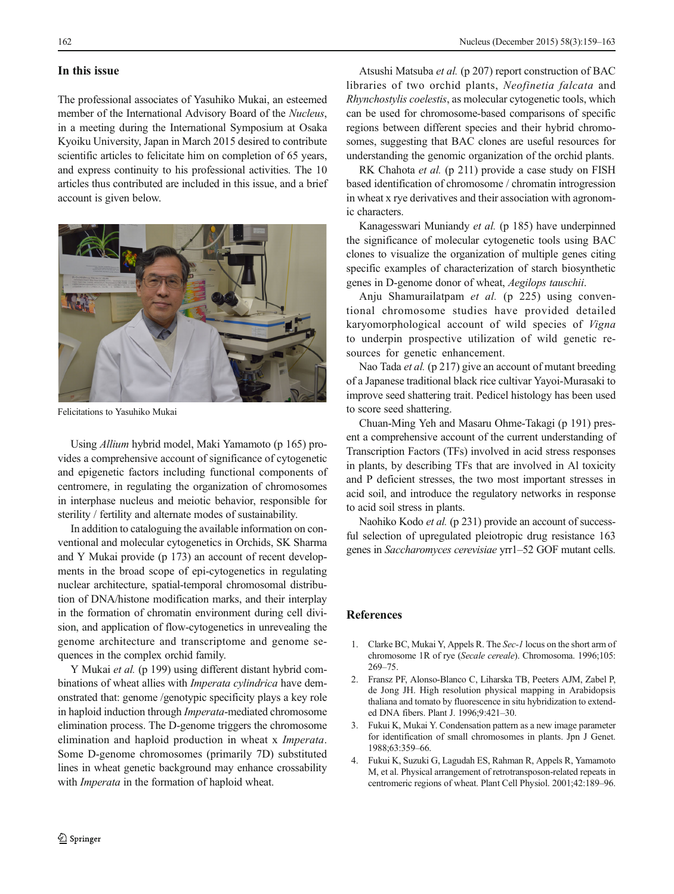## In this issue

The professional associates of Yasuhiko Mukai, an esteemed member of the International Advisory Board of the *Nucleus*, in a meeting during the International Symposium at Osaka Kyoiku University, Japan in March 2015 desired to contribute scientific articles to felicitate him on completion of 65 years, and express continuity to his professional activities. The 10 articles thus contributed are included in this issue, and a brief account is given below.

Felicitations to Yasuhiko Mukai

Using *Allium* hybrid model, Maki Yamamoto (p 165) provides a comprehensive account of significance of cytogenetic and epigenetic factors including functional components of centromere, in regulating the organization of chromosomes in interphase nucleus and meiotic behavior, responsible for sterility / fertility and alternate modes of sustainability.

In addition to cataloguing the available information on conventional and molecular cytogenetics in Orchids, SK Sharma and Y Mukai provide (p 173) an account of recent developments in the broad scope of epi-cytogenetics in regulating nuclear architecture, spatial-temporal chromosomal distribution of DNA/histone modification marks, and their interplay in the formation of chromatin environment during cell division, and application of flow-cytogenetics in unrevealing the genome architecture and transcriptome and genome sequences in the complex orchid family.

Y Mukai *et al.* (p 199) using different distant hybrid combinations of wheat allies with *Imperata cylindrica* have demonstrated that: genome /genotypic specificity plays a key role in haploid induction through *Imperata*-mediated chromosome elimination process. The D-genome triggers the chromosome elimination and haploid production in wheat x *Imperata*. Some D-genome chromosomes (primarily 7D) substituted lines in wheat genetic background may enhance crossability with *Imperata* in the formation of haploid wheat.

Atsushi Matsuba *et al.* (p 207) report construction of BAC libraries of two orchid plants, *Neofinetia falcata* and *Rhynchostylis coelestis*, as molecular cytogenetic tools, which can be used for chromosome-based comparisons of specific regions between different species and their hybrid chromosomes, suggesting that BAC clones are useful resources for understanding the genomic organization of the orchid plants.

RK Chahota *et al.* (p 211) provide a case study on FISH based identification of chromosome / chromatin introgression in wheat x rye derivatives and their association with agronomic characters.

Kanagesswari Muniandy *et al.* (p 185) have underpinned the significance of molecular cytogenetic tools using BAC clones to visualize the organization of multiple genes citing specific examples of characterization of starch biosynthetic genes in D-genome donor of wheat, *Aegilops tauschii*.

Anju Shamurailatpam *et al.* (p 225) using conventional chromosome studies have provided detailed karyomorphological account of wild species of *Vigna* to underpin prospective utilization of wild genetic resources for genetic enhancement.

Nao Tada *et al.* (p 217) give an account of mutant breeding of a Japanese traditional black rice cultivar Yayoi-Murasaki to improve seed shattering trait. Pedicel histology has been used to score seed shattering.

Chuan-Ming Yeh and Masaru Ohme-Takagi (p 191) present a comprehensive account of the current understanding of Transcription Factors (TFs) involved in acid stress responses in plants, by describing TFs that are involved in Al toxicity and P deficient stresses, the two most important stresses in acid soil, and introduce the regulatory networks in response to acid soil stress in plants.

Naohiko Kodo *et al.* (p 231) provide an account of successful selection of upregulated pleiotropic drug resistance 163 genes in *Saccharomyces cerevisiae* yrr1–52 GOF mutant cells.

## References

1. Clarke BC, Mukai Y, Appels R. The *Sec-1* locus on the short arm of chromosome 1R of rye (*Secale cereale*). Chromosoma. 1996;105: 269–75.
2. Fransz PF, Alonso-Blanco C, Liharska TB, Peeters AJM, Zabel P, de Jong JH. High resolution physical mapping in Arabidopsis thaliana and tomato by fluorescence in situ hybridization to extended DNA fibers. Plant J. 1996;9:421–30.
3. Fukui K, Mukai Y. Condensation pattern as a new image parameter for identification of small chromosomes in plants. Jpn J Genet. 1988;63:359–66.
4. Fukui K, Suzuki G, Lagudah ES, Rahman R, Appels R, Yamamoto M, et al. Physical arrangement of retrotransposon-related repeats in centromeric regions of wheat. Plant Cell Physiol. 2001;42:189–96.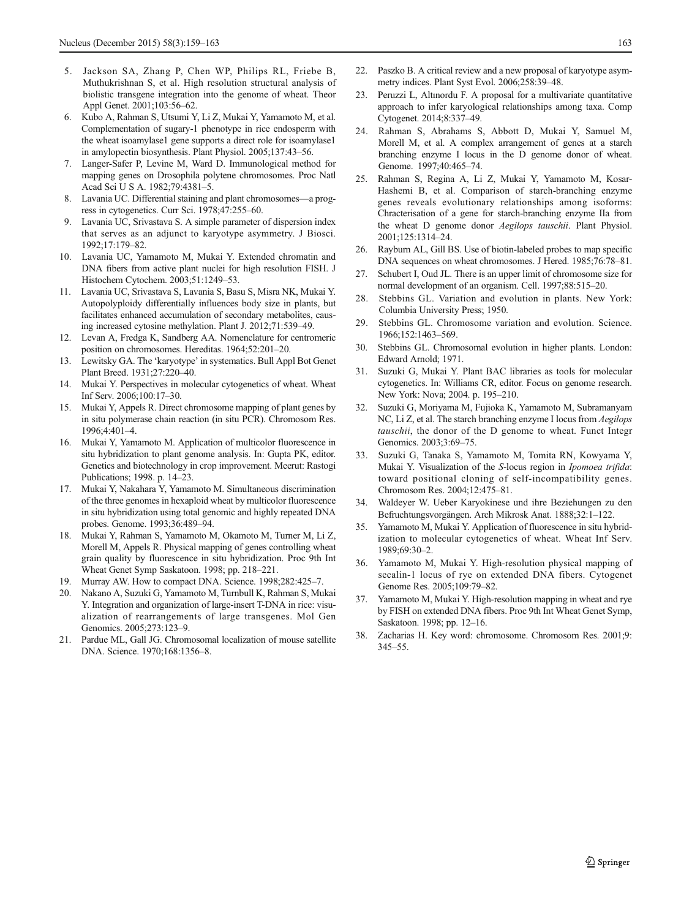5. Jackson SA, Zhang P, Chen WP, Philips RL, Friebe B, Muthukrishnan S, et al. High resolution structural analysis of biolistic transgene integration into the genome of wheat. Theor Appl Genet. 2001;103:56–62.
6. Kubo A, Rahman S, Utsumi Y, Li Z, Mukai Y, Yamamoto M, et al. Complementation of sugary-1 phenotype in rice endosperm with the wheat isoamylase1 gene supports a direct role for isoamylase1 in amylopectin biosynthesis. Plant Physiol. 2005;137:43–56.
7. Langer-Safer P, Levine M, Ward D. Immunological method for mapping genes on Drosophila polytene chromosomes. Proc Natl Acad Sci U S A. 1982;79:4381–5.
8. Lavania UC. Differential staining and plant chromosomes—a progress in cytogenetics. Curr Sci. 1978;47:255–60.
9. Lavania UC, Srivastava S. A simple parameter of dispersion index that serves as an adjunct to karyotype asymmetry. J Biosci. 1992;17:179–82.
10. Lavania UC, Yamamoto M, Mukai Y. Extended chromatin and DNA fibers from active plant nuclei for high resolution FISH. J Histochem Cytochem. 2003;51:1249–53.
11. Lavania UC, Srivastava S, Lavania S, Basu S, Misra NK, Mukai Y. Autopolyploidy differentially influences body size in plants, but facilitates enhanced accumulation of secondary metabolites, causing increased cytosine methylation. Plant J. 2012;71:539–49.
12. Levan A, Fredga K, Sandberg AA. Nomenclature for centromeric position on chromosomes. Hereditas. 1964;52:201–20.
13. Lewitsky GA. The 'karyotype' in systematics. Bull Appl Bot Genet Plant Breed. 1931;27:220–40.
14. Mukai Y. Perspectives in molecular cytogenetics of wheat. Wheat Inf Serv. 2006;100:17–30.
15. Mukai Y, Appels R. Direct chromosome mapping of plant genes by in situ polymerase chain reaction (in situ PCR). Chromosom Res. 1996;4:401–4.
16. Mukai Y, Yamamoto M. Application of multicolor fluorescence in situ hybridization to plant genome analysis. In: Gupta PK, editor. Genetics and biotechnology in crop improvement. Meerut: Rastogi Publications; 1998. p. 14–23.
17. Mukai Y, Nakahara Y, Yamamoto M. Simultaneous discrimination of the three genomes in hexaploid wheat by multicolor fluorescence in situ hybridization using total genomic and highly repeated DNA probes. Genome. 1993;36:489–94.
18. Mukai Y, Rahman S, Yamamoto M, Okamoto M, Turner M, Li Z, Morell M, Appels R. Physical mapping of genes controlling wheat grain quality by fluorescence in situ hybridization. Proc 9th Int Wheat Genet Symp Saskatoon. 1998; pp. 218–221.
19. Murray AW. How to compact DNA. Science. 1998;282:425–7.
20. Nakano A, Suzuki G, Yamamoto M, Turnbull K, Rahman S, Mukai Y. Integration and organization of large-insert T-DNA in rice: visualization of rearrangements of large transgenes. Mol Gen Genomics. 2005;273:123–9.
21. Pardue ML, Gall JG. Chromosomal localization of mouse satellite DNA. Science. 1970;168:1356–8.
22. Paszko B. A critical review and a new proposal of karyotype asymmetry indices. Plant Syst Evol. 2006;258:39–48.
23. Peruzzi L, Altınordu F. A proposal for a multivariate quantitative approach to infer karyological relationships among taxa. Comp Cytogenet. 2014;8:337–49.
24. Rahman S, Abrahams S, Abbott D, Mukai Y, Samuel M, Morell M, et al. A complex arrangement of genes at a starch branching enzyme I locus in the D genome donor of wheat. Genome. 1997;40:465–74.
25. Rahman S, Regina A, Li Z, Mukai Y, Yamamoto M, Kosar-Hashemi B, et al. Comparison of starch-branching enzyme genes reveals evolutionary relationships among isoforms: Chracterisation of a gene for starch-branching enzyme IIa from the wheat D genome donor *Aegilops tauschii*. Plant Physiol. 2001;125:1314–24.
26. Rayburn AL, Gill BS. Use of biotin-labeled probes to map specific DNA sequences on wheat chromosomes. J Hered. 1985;76:78–81.
27. Schubert I, Oud JL. There is an upper limit of chromosome size for normal development of an organism. Cell. 1997;88:515–20.
28. Stebbins GL. Variation and evolution in plants. New York: Columbia University Press; 1950.
29. Stebbins GL. Chromosome variation and evolution. Science. 1966;152:1463–569.
30. Stebbins GL. Chromosomal evolution in higher plants. London: Edward Arnold; 1971.
31. Suzuki G, Mukai Y. Plant BAC libraries as tools for molecular cytogenetics. In: Williams CR, editor. Focus on genome research. New York: Nova; 2004. p. 195–210.
32. Suzuki G, Moriyama M, Fujioka K, Yamamoto M, Subramanyam NC, Li Z, et al. The starch branching enzyme I locus from *Aegilops tauschii*, the donor of the D genome to wheat. Funct Integr Genomics. 2003;3:69–75.
33. Suzuki G, Tanaka S, Yamamoto M, Tomita RN, Kowyama Y, Mukai Y. Visualization of the *S*-locus region in *Ipomoea trifida*: toward positional cloning of self-incompatibility genes. Chromosom Res. 2004;12:475–81.
34. Waldeyer W. Ueber Karyokinese und ihre Beziehungen zu den Befruchtungsvorgängen. Arch Mikrosk Anat. 1888;32:1–122.
35. Yamamoto M, Mukai Y. Application of fluorescence in situ hybridization to molecular cytogenetics of wheat. Wheat Inf Serv. 1989;69:30–2.
36. Yamamoto M, Mukai Y. High-resolution physical mapping of secalin-1 locus of rye on extended DNA fibers. Cytogenet Genome Res. 2005;109:79–82.
37. Yamamoto M, Mukai Y. High-resolution mapping in wheat and rye by FISH on extended DNA fibers. Proc 9th Int Wheat Genet Symp, Saskatoon. 1998; pp. 12–16.
38. Zacharias H. Key word: chromosome. Chromosom Res. 2001;9: 345–55.